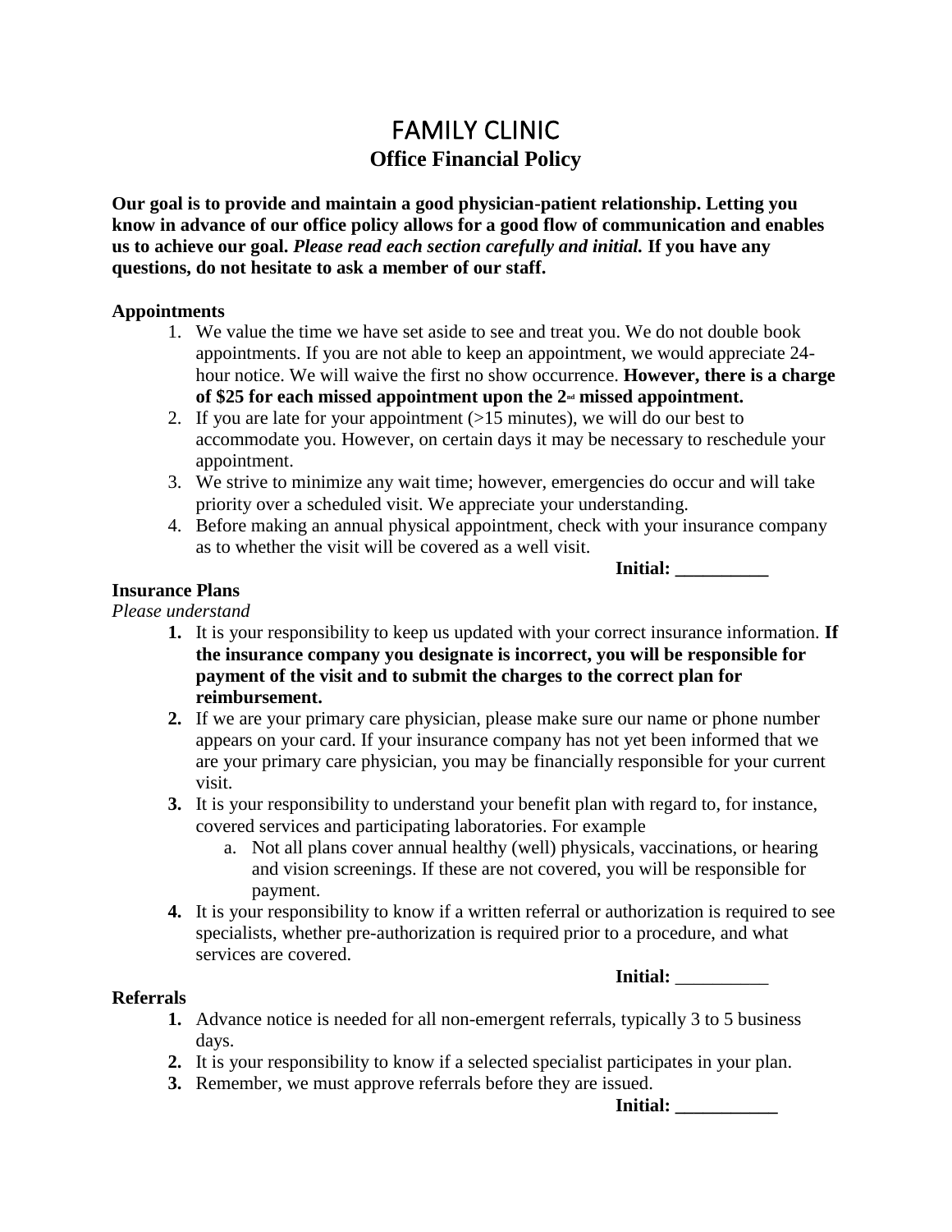# FAMILY CLINIC
## Office Financial Policy

**Our goal is to provide and maintain a good physician-patient relationship. Letting you know in advance of our office policy allows for a good flow of communication and enables us to achieve our goal. *Please read each section carefully and initial.* If you have any questions, do not hesitate to ask a member of our staff.**

**Appointments**

1. We value the time we have set aside to see and treat you. We do not double book appointments. If you are not able to keep an appointment, we would appreciate 24-hour notice. We will waive the first no show occurrence. **However, there is a charge of $25 for each missed appointment upon the 2nd missed appointment.**
2. If you are late for your appointment (>15 minutes), we will do our best to accommodate you. However, on certain days it may be necessary to reschedule your appointment.
3. We strive to minimize any wait time; however, emergencies do occur and will take priority over a scheduled visit. We appreciate your understanding.
4. Before making an annual physical appointment, check with your insurance company as to whether the visit will be covered as a well visit.

**Initial: __________**

**Insurance Plans**

*Please understand*

1. It is your responsibility to keep us updated with your correct insurance information. **If the insurance company you designate is incorrect, you will be responsible for payment of the visit and to submit the charges to the correct plan for reimbursement.**
2. If we are your primary care physician, please make sure our name or phone number appears on your card. If your insurance company has not yet been informed that we are your primary care physician, you may be financially responsible for your current visit.
3. It is your responsibility to understand your benefit plan with regard to, for instance, covered services and participating laboratories. For example
   a. Not all plans cover annual healthy (well) physicals, vaccinations, or hearing and vision screenings. If these are not covered, you will be responsible for payment.
4. It is your responsibility to know if a written referral or authorization is required to see specialists, whether pre-authorization is required prior to a procedure, and what services are covered.

**Initial:** __________

**Referrals**

1. Advance notice is needed for all non-emergent referrals, typically 3 to 5 business days.
2. It is your responsibility to know if a selected specialist participates in your plan.
3. Remember, we must approve referrals before they are issued.

**Initial: ___________**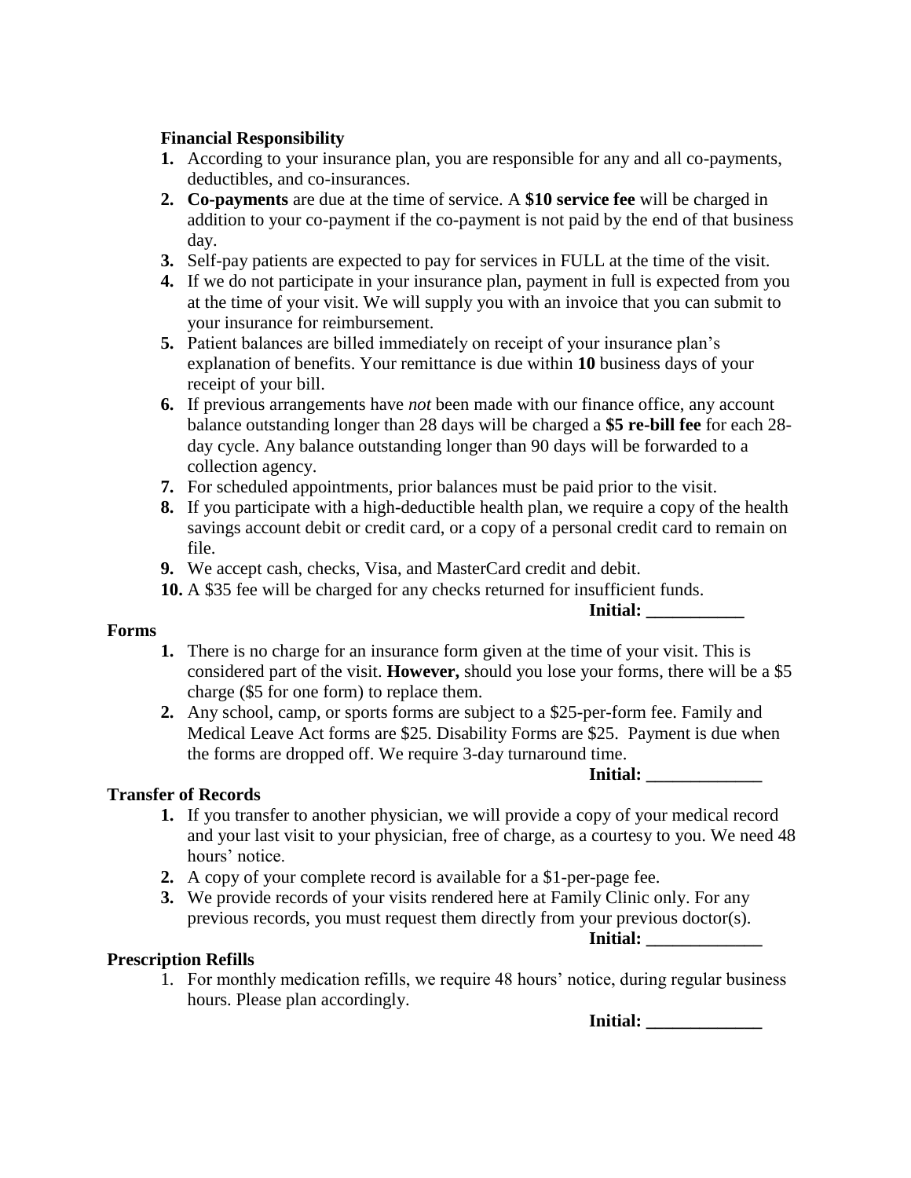**Financial Responsibility**

1. According to your insurance plan, you are responsible for any and all co-payments, deductibles, and co-insurances.
2. **Co-payments** are due at the time of service. A **$10 service fee** will be charged in addition to your co-payment if the co-payment is not paid by the end of that business day.
3. Self-pay patients are expected to pay for services in FULL at the time of the visit.
4. If we do not participate in your insurance plan, payment in full is expected from you at the time of your visit. We will supply you with an invoice that you can submit to your insurance for reimbursement.
5. Patient balances are billed immediately on receipt of your insurance plan's explanation of benefits. Your remittance is due within **10** business days of your receipt of your bill.
6. If previous arrangements have *not* been made with our finance office, any account balance outstanding longer than 28 days will be charged a **$5 re-bill fee** for each 28-day cycle. Any balance outstanding longer than 90 days will be forwarded to a collection agency.
7. For scheduled appointments, prior balances must be paid prior to the visit.
8. If you participate with a high-deductible health plan, we require a copy of the health savings account debit or credit card, or a copy of a personal credit card to remain on file.
9. We accept cash, checks, Visa, and MasterCard credit and debit.
10. A $35 fee will be charged for any checks returned for insufficient funds.

**Initial: ___________**

**Forms**

1. There is no charge for an insurance form given at the time of your visit. This is considered part of the visit. **However,** should you lose your forms, there will be a $5 charge ($5 for one form) to replace them.
2. Any school, camp, or sports forms are subject to a $25-per-form fee. Family and Medical Leave Act forms are $25. Disability Forms are $25. Payment is due when the forms are dropped off. We require 3-day turnaround time.

**Initial: _____________**

**Transfer of Records**

1. If you transfer to another physician, we will provide a copy of your medical record and your last visit to your physician, free of charge, as a courtesy to you. We need 48 hours' notice.
2. A copy of your complete record is available for a $1-per-page fee.
3. We provide records of your visits rendered here at Family Clinic only. For any previous records, you must request them directly from your previous doctor(s).

**Initial: _____________**

**Prescription Refills**

1. For monthly medication refills, we require 48 hours' notice, during regular business hours. Please plan accordingly.

**Initial: _____________**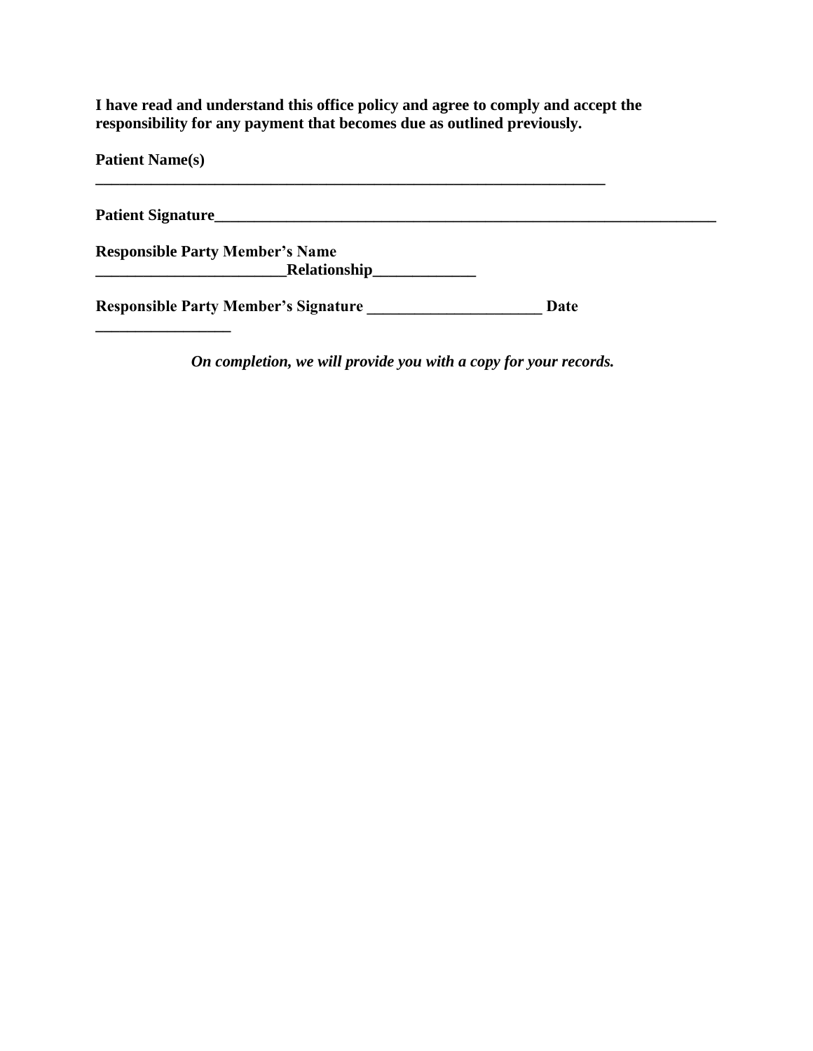**I have read and understand this office policy and agree to comply and accept the responsibility for any payment that becomes due as outlined previously.**

**Patient Name(s) ____________________________________________________________**

**Patient Signature____________________________________________________________**

**Responsible Party Member's Name ________________________Relationship____________**

**Responsible Party Member's Signature ______________________ Date _________________**

***On completion, we will provide you with a copy for your records.***